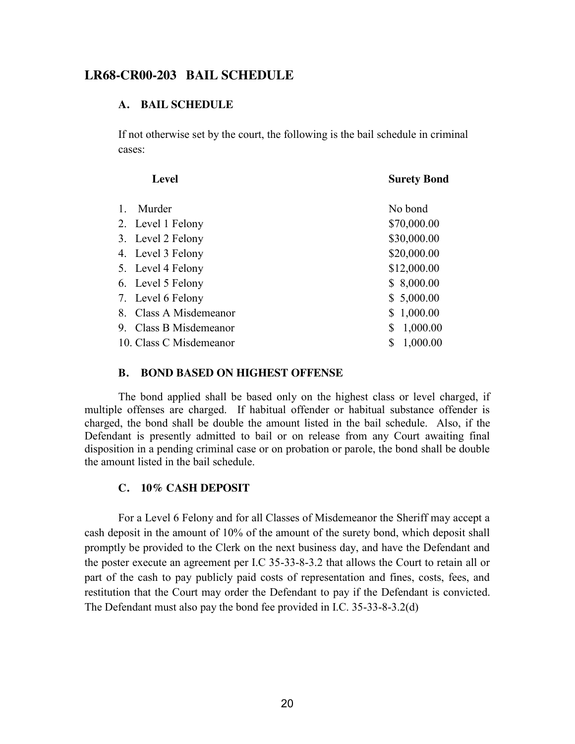## LR68-CR00-203 BAIL SCHEDULE

### A. BAIL SCHEDULE

If not otherwise set by the court, the following is the bail schedule in criminal cases:

| Level | Surety Bond |
|---|---|
| 1. Murder | No bond |
| 2. Level 1 Felony | $70,000.00 |
| 3. Level 2 Felony | $30,000.00 |
| 4. Level 3 Felony | $20,000.00 |
| 5. Level 4 Felony | $12,000.00 |
| 6. Level 5 Felony | $ 8,000.00 |
| 7. Level 6 Felony | $ 5,000.00 |
| 8. Class A Misdemeanor | $ 1,000.00 |
| 9. Class B Misdemeanor | $ 1,000.00 |
| 10. Class C Misdemeanor | $ 1,000.00 |

### B. BOND BASED ON HIGHEST OFFENSE

The bond applied shall be based only on the highest class or level charged, if multiple offenses are charged. If habitual offender or habitual substance offender is charged, the bond shall be double the amount listed in the bail schedule. Also, if the Defendant is presently admitted to bail or on release from any Court awaiting final disposition in a pending criminal case or on probation or parole, the bond shall be double the amount listed in the bail schedule.

### C. 10% CASH DEPOSIT

For a Level 6 Felony and for all Classes of Misdemeanor the Sheriff may accept a cash deposit in the amount of 10% of the amount of the surety bond, which deposit shall promptly be provided to the Clerk on the next business day, and have the Defendant and the poster execute an agreement per I.C 35-33-8-3.2 that allows the Court to retain all or part of the cash to pay publicly paid costs of representation and fines, costs, fees, and restitution that the Court may order the Defendant to pay if the Defendant is convicted. The Defendant must also pay the bond fee provided in I.C. 35-33-8-3.2(d)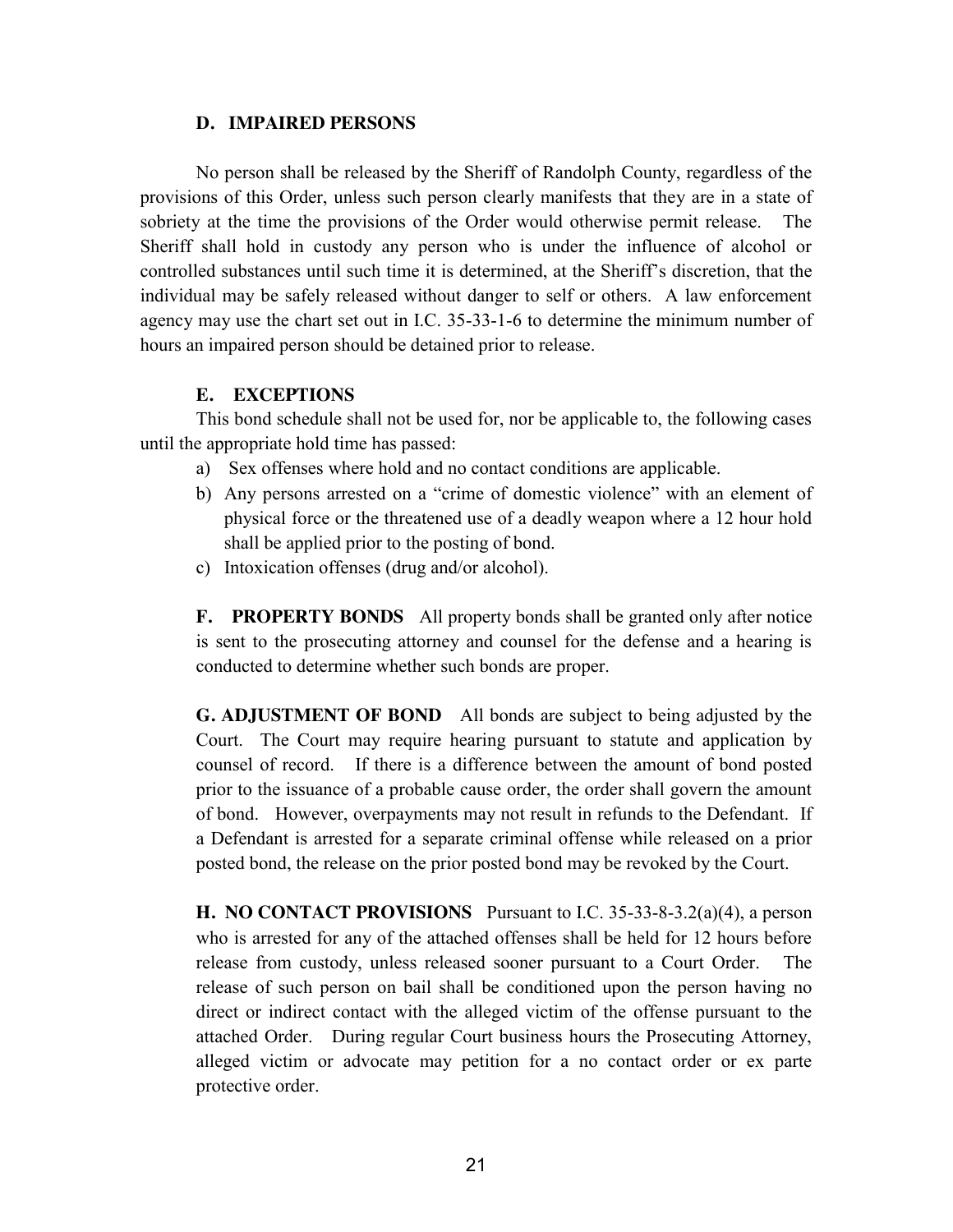#### D. IMPAIRED PERSONS

No person shall be released by the Sheriff of Randolph County, regardless of the provisions of this Order, unless such person clearly manifests that they are in a state of sobriety at the time the provisions of the Order would otherwise permit release. The Sheriff shall hold in custody any person who is under the influence of alcohol or controlled substances until such time it is determined, at the Sheriff's discretion, that the individual may be safely released without danger to self or others. A law enforcement agency may use the chart set out in I.C. 35-33-1-6 to determine the minimum number of hours an impaired person should be detained prior to release.

#### E. EXCEPTIONS

This bond schedule shall not be used for, nor be applicable to, the following cases until the appropriate hold time has passed:

a) Sex offenses where hold and no contact conditions are applicable.
b) Any persons arrested on a "crime of domestic violence" with an element of physical force or the threatened use of a deadly weapon where a 12 hour hold shall be applied prior to the posting of bond.
c) Intoxication offenses (drug and/or alcohol).

**F. PROPERTY BONDS** All property bonds shall be granted only after notice is sent to the prosecuting attorney and counsel for the defense and a hearing is conducted to determine whether such bonds are proper.

**G. ADJUSTMENT OF BOND** All bonds are subject to being adjusted by the Court. The Court may require hearing pursuant to statute and application by counsel of record. If there is a difference between the amount of bond posted prior to the issuance of a probable cause order, the order shall govern the amount of bond. However, overpayments may not result in refunds to the Defendant. If a Defendant is arrested for a separate criminal offense while released on a prior posted bond, the release on the prior posted bond may be revoked by the Court.

**H. NO CONTACT PROVISIONS** Pursuant to I.C. 35-33-8-3.2(a)(4), a person who is arrested for any of the attached offenses shall be held for 12 hours before release from custody, unless released sooner pursuant to a Court Order. The release of such person on bail shall be conditioned upon the person having no direct or indirect contact with the alleged victim of the offense pursuant to the attached Order. During regular Court business hours the Prosecuting Attorney, alleged victim or advocate may petition for a no contact order or ex parte protective order.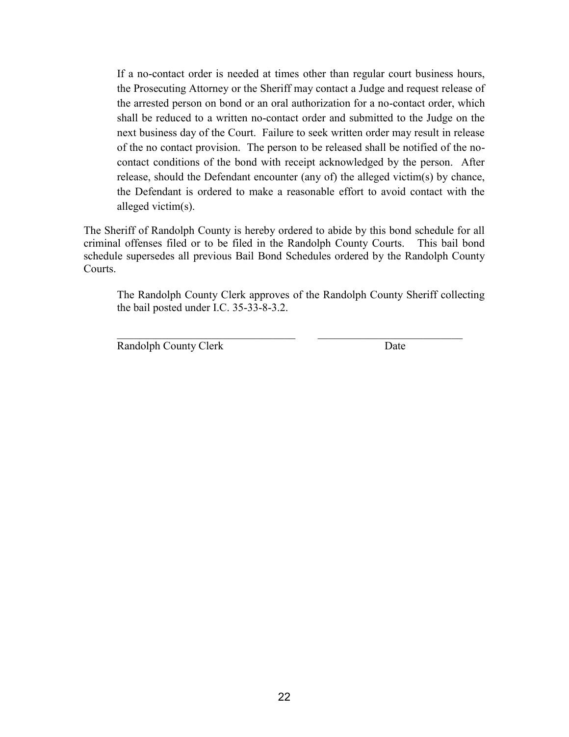If a no-contact order is needed at times other than regular court business hours, the Prosecuting Attorney or the Sheriff may contact a Judge and request release of the arrested person on bond or an oral authorization for a no-contact order, which shall be reduced to a written no-contact order and submitted to the Judge on the next business day of the Court. Failure to seek written order may result in release of the no contact provision. The person to be released shall be notified of the no-contact conditions of the bond with receipt acknowledged by the person. After release, should the Defendant encounter (any of) the alleged victim(s) by chance, the Defendant is ordered to make a reasonable effort to avoid contact with the alleged victim(s).

The Sheriff of Randolph County is hereby ordered to abide by this bond schedule for all criminal offenses filed or to be filed in the Randolph County Courts. This bail bond schedule supersedes all previous Bail Bond Schedules ordered by the Randolph County Courts.

The Randolph County Clerk approves of the Randolph County Sheriff collecting the bail posted under I.C. 35-33-8-3.2.

_________________________________ ___________________________

Randolph County Clerk Date